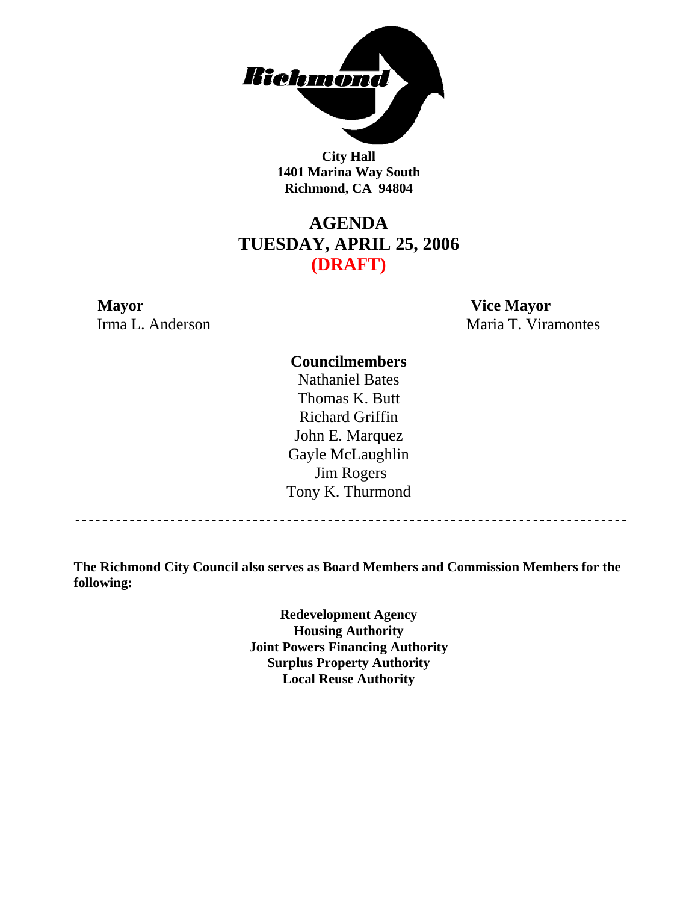**Richmond**

**City Hall**
**1401 Marina Way South**
**Richmond, CA 94804**

# AGENDA
# TUESDAY, APRIL 25, 2006
# (DRAFT)

**Mayor**
Irma L. Anderson

**Vice Mayor**
Maria T. Viramontes

**Councilmembers**

Nathaniel Bates
Thomas K. Butt
Richard Griffin
John E. Marquez
Gayle McLaughlin
Jim Rogers
Tony K. Thurmond

---

**The Richmond City Council also serves as Board Members and Commission Members for the following:**

**Redevelopment Agency**
**Housing Authority**
**Joint Powers Financing Authority**
**Surplus Property Authority**
**Local Reuse Authority**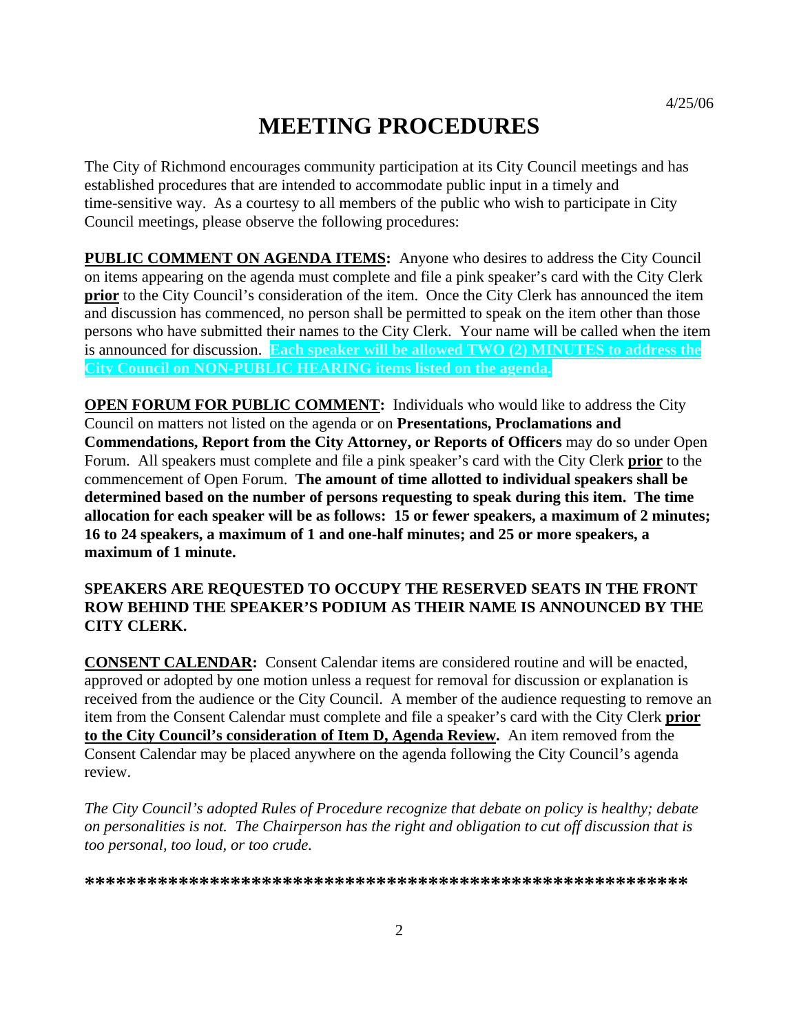4/25/06

# MEETING PROCEDURES

The City of Richmond encourages community participation at its City Council meetings and has established procedures that are intended to accommodate public input in a timely and time-sensitive way. As a courtesy to all members of the public who wish to participate in City Council meetings, please observe the following procedures:

**PUBLIC COMMENT ON AGENDA ITEMS:** Anyone who desires to address the City Council on items appearing on the agenda must complete and file a pink speaker's card with the City Clerk **prior** to the City Council's consideration of the item. Once the City Clerk has announced the item and discussion has commenced, no person shall be permitted to speak on the item other than those persons who have submitted their names to the City Clerk. Your name will be called when the item is announced for discussion. **Each speaker will be allowed TWO (2) MINUTES to address the City Council on NON-PUBLIC HEARING items listed on the agenda.**

**OPEN FORUM FOR PUBLIC COMMENT:** Individuals who would like to address the City Council on matters not listed on the agenda or on **Presentations, Proclamations and Commendations, Report from the City Attorney, or Reports of Officers** may do so under Open Forum. All speakers must complete and file a pink speaker's card with the City Clerk **prior** to the commencement of Open Forum. **The amount of time allotted to individual speakers shall be determined based on the number of persons requesting to speak during this item. The time allocation for each speaker will be as follows: 15 or fewer speakers, a maximum of 2 minutes; 16 to 24 speakers, a maximum of 1 and one-half minutes; and 25 or more speakers, a maximum of 1 minute.**

**SPEAKERS ARE REQUESTED TO OCCUPY THE RESERVED SEATS IN THE FRONT ROW BEHIND THE SPEAKER'S PODIUM AS THEIR NAME IS ANNOUNCED BY THE CITY CLERK.**

**CONSENT CALENDAR:** Consent Calendar items are considered routine and will be enacted, approved or adopted by one motion unless a request for removal for discussion or explanation is received from the audience or the City Council. A member of the audience requesting to remove an item from the Consent Calendar must complete and file a speaker's card with the City Clerk **prior to the City Council's consideration of Item D, Agenda Review.** An item removed from the Consent Calendar may be placed anywhere on the agenda following the City Council's agenda review.

*The City Council's adopted Rules of Procedure recognize that debate on policy is healthy; debate on personalities is not. The Chairperson has the right and obligation to cut off discussion that is too personal, too loud, or too crude.*

**\*\*\*\*\*\*\*\*\*\*\*\*\*\*\*\*\*\*\*\*\*\*\*\*\*\*\*\*\*\*\*\*\*\*\*\*\*\*\*\*\*\*\*\*\*\*\*\*\*\*\*\*\*\*\*\*\*\***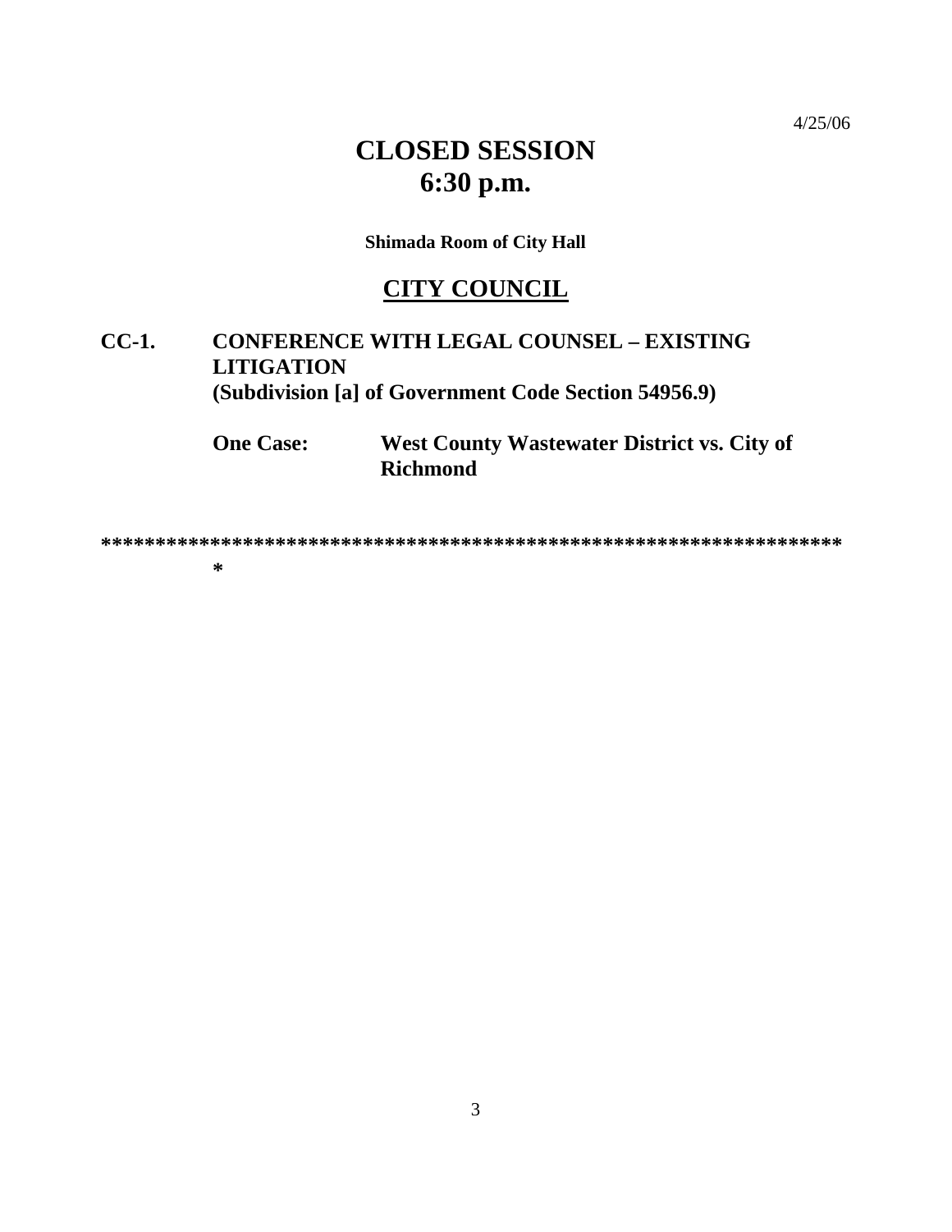4/25/06

# CLOSED SESSION
# 6:30 p.m.

**Shimada Room of City Hall**

## CITY COUNCIL

**CC-1. CONFERENCE WITH LEGAL COUNSEL – EXISTING LITIGATION**
**(Subdivision [a] of Government Code Section 54956.9)**

**One Case: West County Wastewater District vs. City of Richmond**

*******************************************************************
*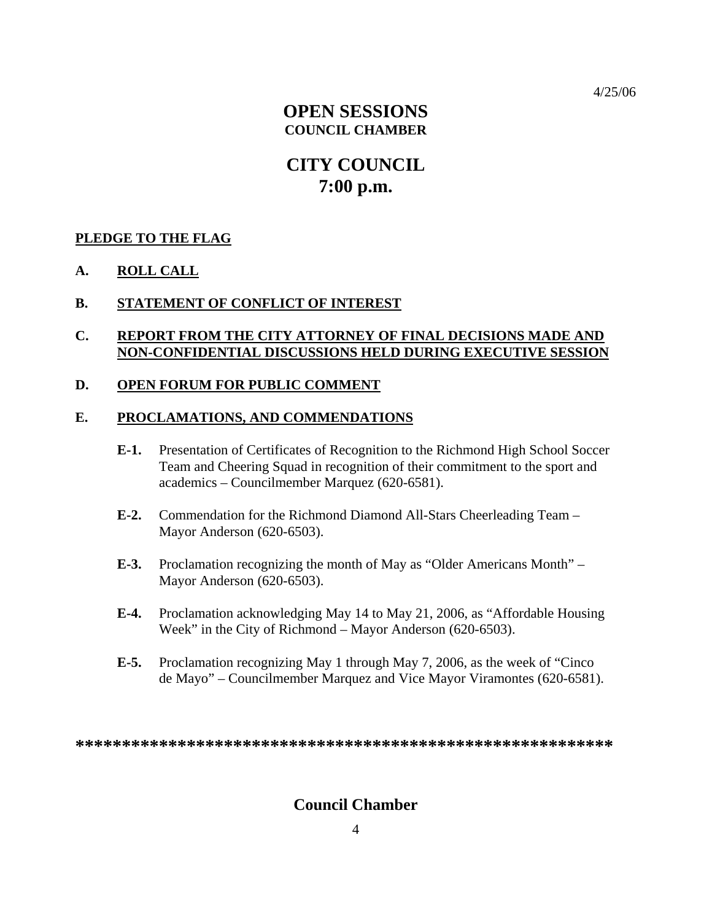4/25/06

# OPEN SESSIONS

## COUNCIL CHAMBER

# CITY COUNCIL

## 7:00 p.m.

**PLEDGE TO THE FLAG**

**A. ROLL CALL**

**B. STATEMENT OF CONFLICT OF INTEREST**

**C. REPORT FROM THE CITY ATTORNEY OF FINAL DECISIONS MADE AND NON-CONFIDENTIAL DISCUSSIONS HELD DURING EXECUTIVE SESSION**

**D. OPEN FORUM FOR PUBLIC COMMENT**

**E. PROCLAMATIONS, AND COMMENDATIONS**

**E-1.** Presentation of Certificates of Recognition to the Richmond High School Soccer Team and Cheering Squad in recognition of their commitment to the sport and academics – Councilmember Marquez (620-6581).

**E-2.** Commendation for the Richmond Diamond All-Stars Cheerleading Team – Mayor Anderson (620-6503).

**E-3.** Proclamation recognizing the month of May as "Older Americans Month" – Mayor Anderson (620-6503).

**E-4.** Proclamation acknowledging May 14 to May 21, 2006, as "Affordable Housing Week" in the City of Richmond – Mayor Anderson (620-6503).

**E-5.** Proclamation recognizing May 1 through May 7, 2006, as the week of "Cinco de Mayo" – Councilmember Marquez and Vice Mayor Viramontes (620-6581).

**********************************************************

**Council Chamber**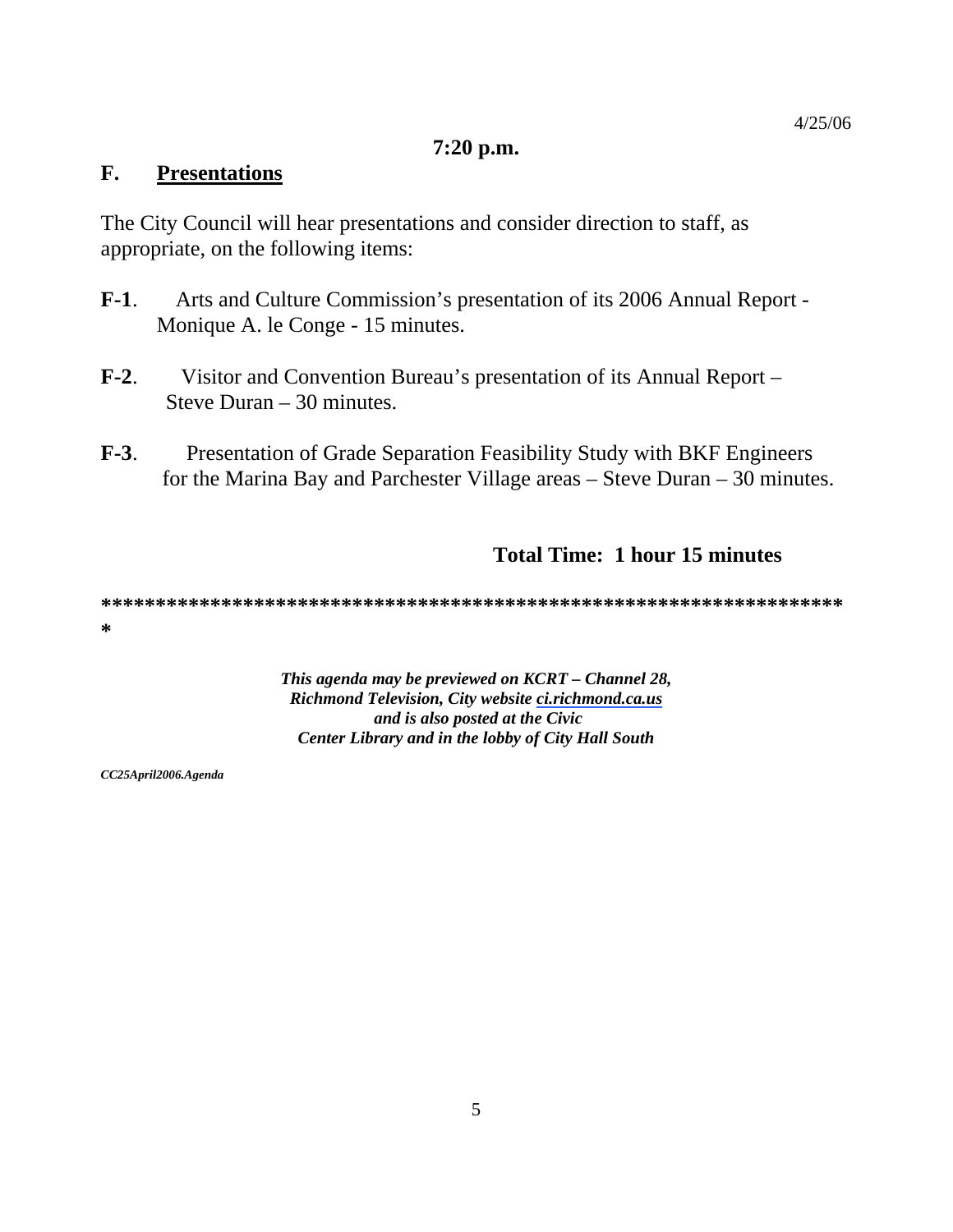4/25/06

**7:20 p.m.**

## F. Presentations

The City Council will hear presentations and consider direction to staff, as appropriate, on the following items:

**F-1**. Arts and Culture Commission's presentation of its 2006 Annual Report - Monique A. le Conge - 15 minutes.

**F-2**. Visitor and Convention Bureau's presentation of its Annual Report – Steve Duran – 30 minutes.

**F-3**. Presentation of Grade Separation Feasibility Study with BKF Engineers for the Marina Bay and Parchester Village areas – Steve Duran – 30 minutes.

**Total Time: 1 hour 15 minutes**

**********************************************************************

***This agenda may be previewed on KCRT – Channel 28, Richmond Television, City website ci.richmond.ca.us and is also posted at the Civic Center Library and in the lobby of City Hall South***

***CC25April2006.Agenda***